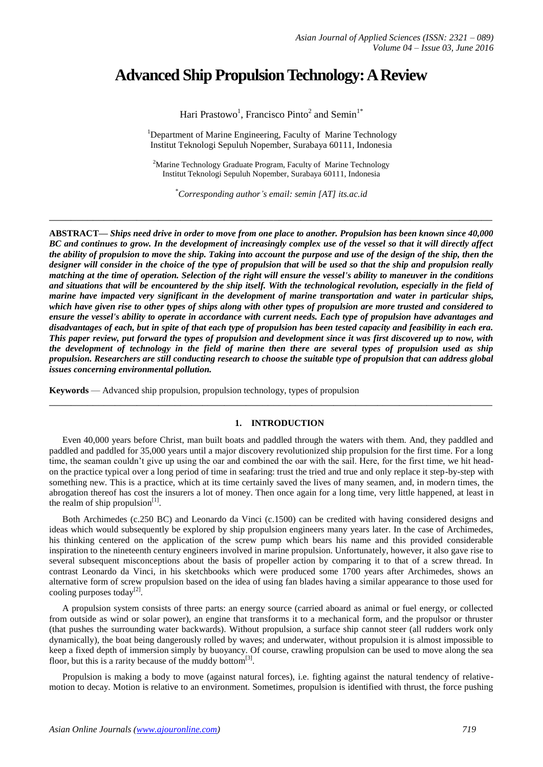# Advanced Ship Propulsion Technology: A Review

Hari Prastowo[1], Francisco Pinto[2] and Semin[1*]

[1]Department of Marine Engineering, Faculty of Marine Technology Institut Teknologi Sepuluh Nopember, Surabaya 60111, Indonesia

[2]Marine Technology Graduate Program, Faculty of Marine Technology Institut Teknologi Sepuluh Nopember, Surabaya 60111, Indonesia

*Corresponding author's email: semin [AT] its.ac.id

---

**ABSTRACT—** ***Ships need drive in order to move from one place to another. Propulsion has been known since 40,000 BC and continues to grow. In the development of increasingly complex use of the vessel so that it will directly affect the ability of propulsion to move the ship. Taking into account the purpose and use of the design of the ship, then the designer will consider in the choice of the type of propulsion that will be used so that the ship and propulsion really matching at the time of operation. Selection of the right will ensure the vessel's ability to maneuver in the conditions and situations that will be encountered by the ship itself. With the technological revolution, especially in the field of marine have impacted very significant in the development of marine transportation and water in particular ships, which have given rise to other types of ships along with other types of propulsion are more trusted and considered to ensure the vessel's ability to operate in accordance with current needs. Each type of propulsion have advantages and disadvantages of each, but in spite of that each type of propulsion has been tested capacity and feasibility in each era. This paper review, put forward the types of propulsion and development since it was first discovered up to now, with the development of technology in the field of marine then there are several types of propulsion used as ship propulsion. Researchers are still conducting research to choose the suitable type of propulsion that can address global issues concerning environmental pollution.***

**Keywords** — Advanced ship propulsion, propulsion technology, types of propulsion

---

## 1. INTRODUCTION

Even 40,000 years before Christ, man built boats and paddled through the waters with them. And, they paddled and paddled and paddled for 35,000 years until a major discovery revolutionized ship propulsion for the first time. For a long time, the seaman couldn't give up using the oar and combined the oar with the sail. Here, for the first time, we hit head-on the practice typical over a long period of time in seafaring: trust the tried and true and only replace it step-by-step with something new. This is a practice, which at its time certainly saved the lives of many seamen, and, in modern times, the abrogation thereof has cost the insurers a lot of money. Then once again for a long time, very little happened, at least in the realm of ship propulsion[1].

Both Archimedes (c.250 BC) and Leonardo da Vinci (c.1500) can be credited with having considered designs and ideas which would subsequently be explored by ship propulsion engineers many years later. In the case of Archimedes, his thinking centered on the application of the screw pump which bears his name and this provided considerable inspiration to the nineteenth century engineers involved in marine propulsion. Unfortunately, however, it also gave rise to several subsequent misconceptions about the basis of propeller action by comparing it to that of a screw thread. In contrast Leonardo da Vinci, in his sketchbooks which were produced some 1700 years after Archimedes, shows an alternative form of screw propulsion based on the idea of using fan blades having a similar appearance to those used for cooling purposes today[2].

A propulsion system consists of three parts: an energy source (carried aboard as animal or fuel energy, or collected from outside as wind or solar power), an engine that transforms it to a mechanical form, and the propulsor or thruster (that pushes the surrounding water backwards). Without propulsion, a surface ship cannot steer (all rudders work only dynamically), the boat being dangerously rolled by waves; and underwater, without propulsion it is almost impossible to keep a fixed depth of immersion simply by buoyancy. Of course, crawling propulsion can be used to move along the sea floor, but this is a rarity because of the muddy bottom[3].

Propulsion is making a body to move (against natural forces), i.e. fighting against the natural tendency of relative-motion to decay. Motion is relative to an environment. Sometimes, propulsion is identified with thrust, the force pushing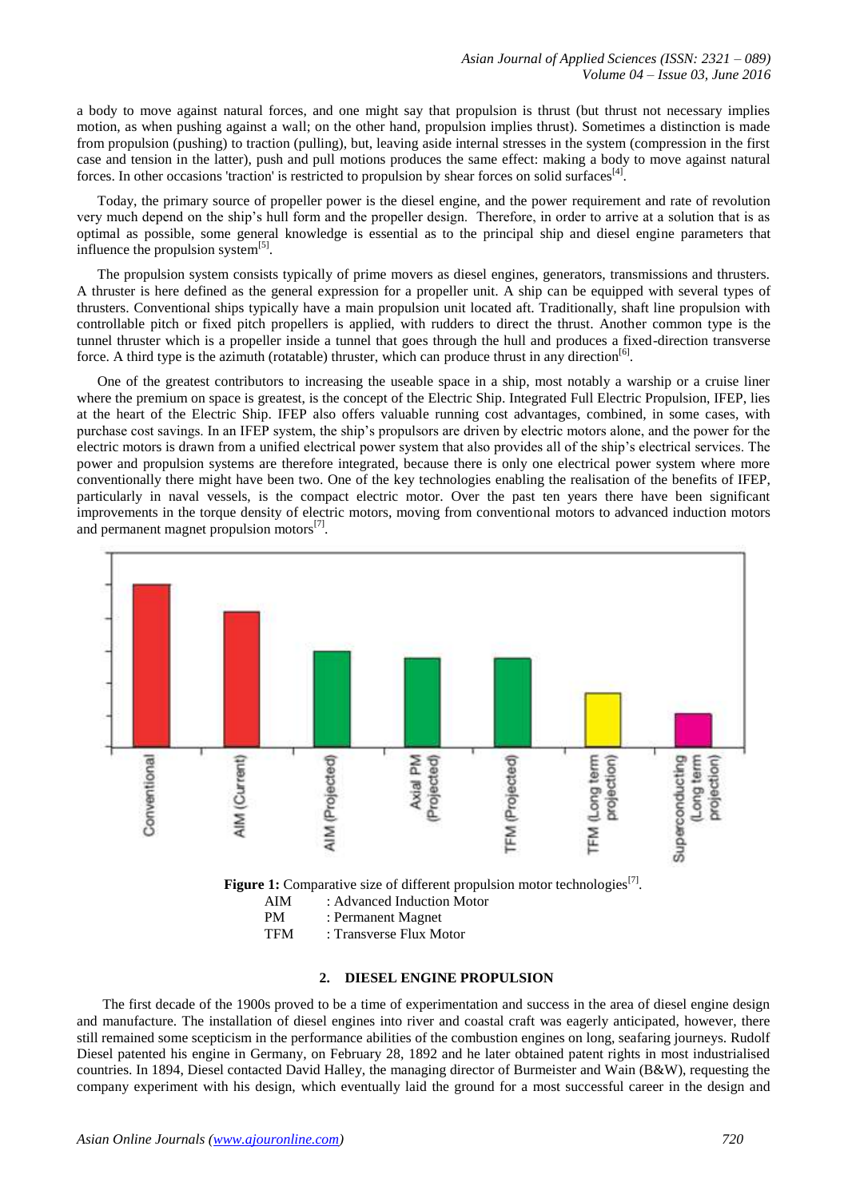a body to move against natural forces, and one might say that propulsion is thrust (but thrust not necessary implies motion, as when pushing against a wall; on the other hand, propulsion implies thrust). Sometimes a distinction is made from propulsion (pushing) to traction (pulling), but, leaving aside internal stresses in the system (compression in the first case and tension in the latter), push and pull motions produces the same effect: making a body to move against natural forces. In other occasions 'traction' is restricted to propulsion by shear forces on solid surfaces[4].

Today, the primary source of propeller power is the diesel engine, and the power requirement and rate of revolution very much depend on the ship's hull form and the propeller design. Therefore, in order to arrive at a solution that is as optimal as possible, some general knowledge is essential as to the principal ship and diesel engine parameters that influence the propulsion system[5].

The propulsion system consists typically of prime movers as diesel engines, generators, transmissions and thrusters. A thruster is here defined as the general expression for a propeller unit. A ship can be equipped with several types of thrusters. Conventional ships typically have a main propulsion unit located aft. Traditionally, shaft line propulsion with controllable pitch or fixed pitch propellers is applied, with rudders to direct the thrust. Another common type is the tunnel thruster which is a propeller inside a tunnel that goes through the hull and produces a fixed-direction transverse force. A third type is the azimuth (rotatable) thruster, which can produce thrust in any direction[6].

One of the greatest contributors to increasing the useable space in a ship, most notably a warship or a cruise liner where the premium on space is greatest, is the concept of the Electric Ship. Integrated Full Electric Propulsion, IFEP, lies at the heart of the Electric Ship. IFEP also offers valuable running cost advantages, combined, in some cases, with purchase cost savings. In an IFEP system, the ship's propulsors are driven by electric motors alone, and the power for the electric motors is drawn from a unified electrical power system that also provides all of the ship's electrical services. The power and propulsion systems are therefore integrated, because there is only one electrical power system where more conventionally there might have been two. One of the key technologies enabling the realisation of the benefits of IFEP, particularly in naval vessels, is the compact electric motor. Over the past ten years there have been significant improvements in the torque density of electric motors, moving from conventional motors to advanced induction motors and permanent magnet propulsion motors[7].

**Figure 1:** Comparative size of different propulsion motor technologies[7].

AIM : Advanced Induction Motor
PM : Permanent Magnet
TFM : Transverse Flux Motor

## 2. DIESEL ENGINE PROPULSION

The first decade of the 1900s proved to be a time of experimentation and success in the area of diesel engine design and manufacture. The installation of diesel engines into river and coastal craft was eagerly anticipated, however, there still remained some scepticism in the performance abilities of the combustion engines on long, seafaring journeys. Rudolf Diesel patented his engine in Germany, on February 28, 1892 and he later obtained patent rights in most industrialised countries. In 1894, Diesel contacted David Halley, the managing director of Burmeister and Wain (B&W), requesting the company experiment with his design, which eventually laid the ground for a most successful career in the design and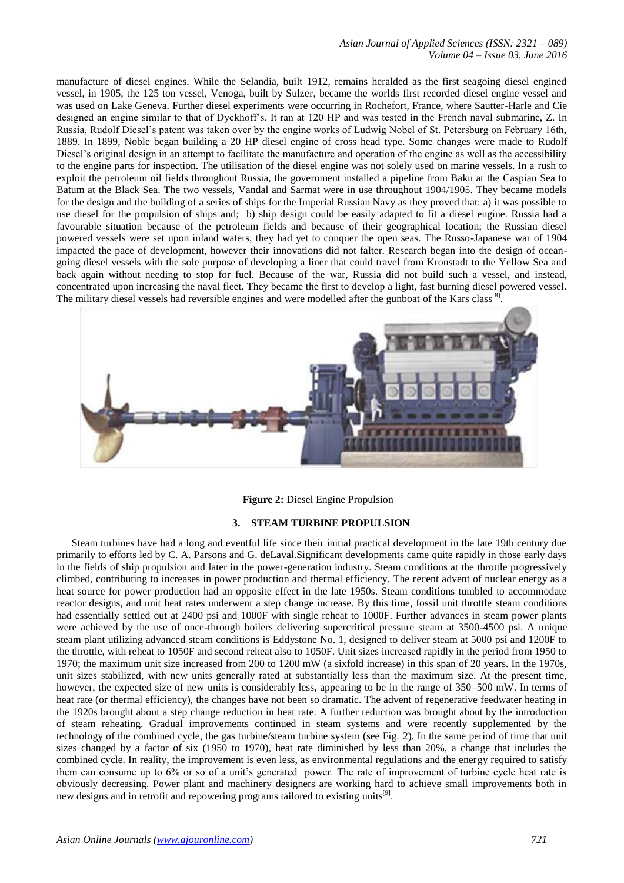manufacture of diesel engines. While the Selandia, built 1912, remains heralded as the first seagoing diesel engined vessel, in 1905, the 125 ton vessel, Venoga, built by Sulzer, became the worlds first recorded diesel engine vessel and was used on Lake Geneva. Further diesel experiments were occurring in Rochefort, France, where Sautter-Harle and Cie designed an engine similar to that of Dyckhoff's. It ran at 120 HP and was tested in the French naval submarine, Z. In Russia, Rudolf Diesel's patent was taken over by the engine works of Ludwig Nobel of St. Petersburg on February 16th, 1889. In 1899, Noble began building a 20 HP diesel engine of cross head type. Some changes were made to Rudolf Diesel's original design in an attempt to facilitate the manufacture and operation of the engine as well as the accessibility to the engine parts for inspection. The utilisation of the diesel engine was not solely used on marine vessels. In a rush to exploit the petroleum oil fields throughout Russia, the government installed a pipeline from Baku at the Caspian Sea to Batum at the Black Sea. The two vessels, Vandal and Sarmat were in use throughout 1904/1905. They became models for the design and the building of a series of ships for the Imperial Russian Navy as they proved that: a) it was possible to use diesel for the propulsion of ships and; b) ship design could be easily adapted to fit a diesel engine. Russia had a favourable situation because of the petroleum fields and because of their geographical location; the Russian diesel powered vessels were set upon inland waters, they had yet to conquer the open seas. The Russo-Japanese war of 1904 impacted the pace of development, however their innovations did not falter. Research began into the design of ocean-going diesel vessels with the sole purpose of developing a liner that could travel from Kronstadt to the Yellow Sea and back again without needing to stop for fuel. Because of the war, Russia did not build such a vessel, and instead, concentrated upon increasing the naval fleet. They became the first to develop a light, fast burning diesel powered vessel. The military diesel vessels had reversible engines and were modelled after the gunboat of the Kars class[8].

**Figure 2:** Diesel Engine Propulsion

## 3. STEAM TURBINE PROPULSION

Steam turbines have had a long and eventful life since their initial practical development in the late 19th century due primarily to efforts led by C. A. Parsons and G. deLaval.Significant developments came quite rapidly in those early days in the fields of ship propulsion and later in the power-generation industry. Steam conditions at the throttle progressively climbed, contributing to increases in power production and thermal efficiency. The recent advent of nuclear energy as a heat source for power production had an opposite effect in the late 1950s. Steam conditions tumbled to accommodate reactor designs, and unit heat rates underwent a step change increase. By this time, fossil unit throttle steam conditions had essentially settled out at 2400 psi and 1000F with single reheat to 1000F. Further advances in steam power plants were achieved by the use of once-through boilers delivering supercritical pressure steam at 3500-4500 psi. A unique steam plant utilizing advanced steam conditions is Eddystone No. 1, designed to deliver steam at 5000 psi and 1200F to the throttle, with reheat to 1050F and second reheat also to 1050F. Unit sizes increased rapidly in the period from 1950 to 1970; the maximum unit size increased from 200 to 1200 mW (a sixfold increase) in this span of 20 years. In the 1970s, unit sizes stabilized, with new units generally rated at substantially less than the maximum size. At the present time, however, the expected size of new units is considerably less, appearing to be in the range of 350–500 mW. In terms of heat rate (or thermal efficiency), the changes have not been so dramatic. The advent of regenerative feedwater heating in the 1920s brought about a step change reduction in heat rate. A further reduction was brought about by the introduction of steam reheating. Gradual improvements continued in steam systems and were recently supplemented by the technology of the combined cycle, the gas turbine/steam turbine system (see Fig. 2). In the same period of time that unit sizes changed by a factor of six (1950 to 1970), heat rate diminished by less than 20%, a change that includes the combined cycle. In reality, the improvement is even less, as environmental regulations and the energy required to satisfy them can consume up to 6% or so of a unit's generated power. The rate of improvement of turbine cycle heat rate is obviously decreasing. Power plant and machinery designers are working hard to achieve small improvements both in new designs and in retrofit and repowering programs tailored to existing units[9].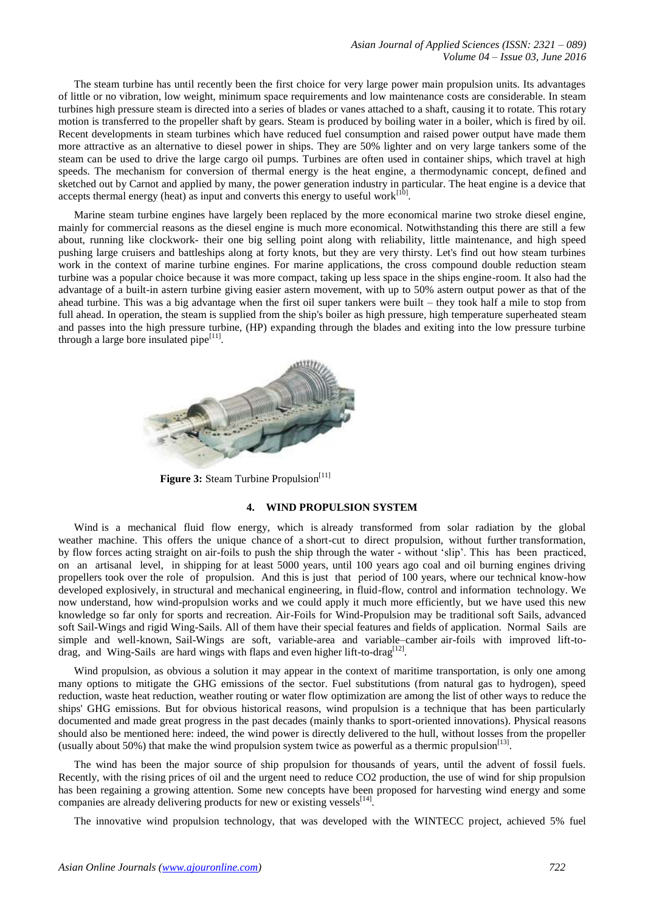The steam turbine has until recently been the first choice for very large power main propulsion units. Its advantages of little or no vibration, low weight, minimum space requirements and low maintenance costs are considerable. In steam turbines high pressure steam is directed into a series of blades or vanes attached to a shaft, causing it to rotate. This rotary motion is transferred to the propeller shaft by gears. Steam is produced by boiling water in a boiler, which is fired by oil. Recent developments in steam turbines which have reduced fuel consumption and raised power output have made them more attractive as an alternative to diesel power in ships. They are 50% lighter and on very large tankers some of the steam can be used to drive the large cargo oil pumps. Turbines are often used in container ships, which travel at high speeds. The mechanism for conversion of thermal energy is the heat engine, a thermodynamic concept, defined and sketched out by Carnot and applied by many, the power generation industry in particular. The heat engine is a device that accepts thermal energy (heat) as input and converts this energy to useful work[10].

Marine steam turbine engines have largely been replaced by the more economical marine two stroke diesel engine, mainly for commercial reasons as the diesel engine is much more economical. Notwithstanding this there are still a few about, running like clockwork- their one big selling point along with reliability, little maintenance, and high speed pushing large cruisers and battleships along at forty knots, but they are very thirsty. Let's find out how steam turbines work in the context of marine turbine engines. For marine applications, the cross compound double reduction steam turbine was a popular choice because it was more compact, taking up less space in the ships engine-room. It also had the advantage of a built-in astern turbine giving easier astern movement, with up to 50% astern output power as that of the ahead turbine. This was a big advantage when the first oil super tankers were built – they took half a mile to stop from full ahead. In operation, the steam is supplied from the ship's boiler as high pressure, high temperature superheated steam and passes into the high pressure turbine, (HP) expanding through the blades and exiting into the low pressure turbine through a large bore insulated pipe[11].

**Figure 3:** Steam Turbine Propulsion[11]

## 4. WIND PROPULSION SYSTEM

Wind is a mechanical fluid flow energy, which is already transformed from solar radiation by the global weather machine. This offers the unique chance of a short-cut to direct propulsion, without further transformation, by flow forces acting straight on air-foils to push the ship through the water - without 'slip'. This has been practiced, on an artisanal level, in shipping for at least 5000 years, until 100 years ago coal and oil burning engines driving propellers took over the role of propulsion. And this is just that period of 100 years, where our technical know-how developed explosively, in structural and mechanical engineering, in fluid-flow, control and information technology. We now understand, how wind-propulsion works and we could apply it much more efficiently, but we have used this new knowledge so far only for sports and recreation. Air-Foils for Wind-Propulsion may be traditional soft Sails, advanced soft Sail-Wings and rigid Wing-Sails. All of them have their special features and fields of application. Normal Sails are simple and well-known, Sail-Wings are soft, variable-area and variable–camber air-foils with improved lift-to-drag, and Wing-Sails are hard wings with flaps and even higher lift-to-drag[12].

Wind propulsion, as obvious a solution it may appear in the context of maritime transportation, is only one among many options to mitigate the GHG emissions of the sector. Fuel substitutions (from natural gas to hydrogen), speed reduction, waste heat reduction, weather routing or water flow optimization are among the list of other ways to reduce the ships' GHG emissions. But for obvious historical reasons, wind propulsion is a technique that has been particularly documented and made great progress in the past decades (mainly thanks to sport-oriented innovations). Physical reasons should also be mentioned here: indeed, the wind power is directly delivered to the hull, without losses from the propeller (usually about 50%) that make the wind propulsion system twice as powerful as a thermic propulsion[13].

The wind has been the major source of ship propulsion for thousands of years, until the advent of fossil fuels. Recently, with the rising prices of oil and the urgent need to reduce $CO_2$ production, the use of wind for ship propulsion has been regaining a growing attention. Some new concepts have been proposed for harvesting wind energy and some companies are already delivering products for new or existing vessels[14].

The innovative wind propulsion technology, that was developed with the WINTECC project, achieved 5% fuel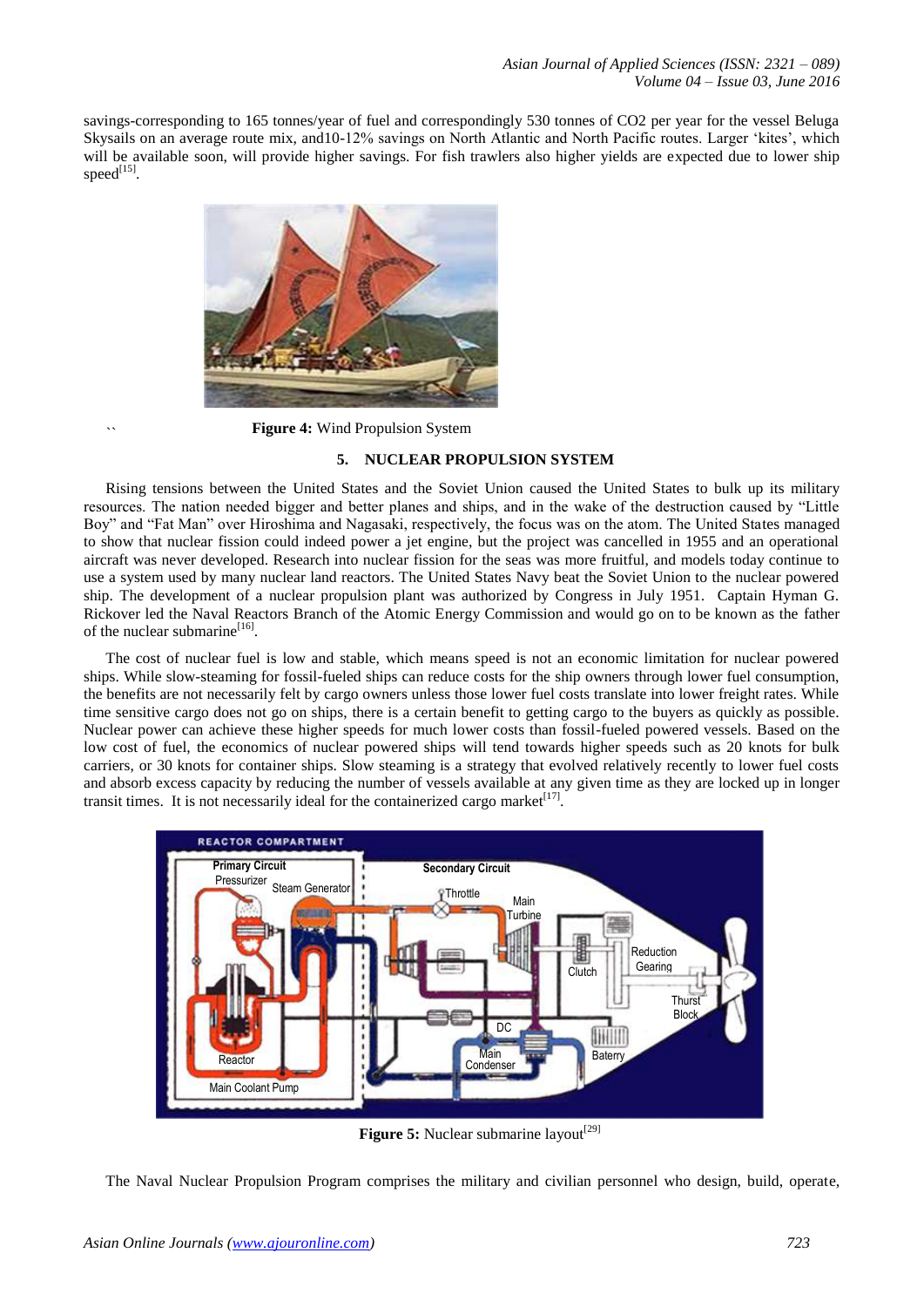savings-corresponding to 165 tonnes/year of fuel and correspondingly 530 tonnes of CO2 per year for the vessel Beluga Skysails on an average route mix, and10-12% savings on North Atlantic and North Pacific routes. Larger 'kites', which will be available soon, will provide higher savings. For fish trawlers also higher yields are expected due to lower ship speed[15].

`` **Figure 4:** Wind Propulsion System

## 5. NUCLEAR PROPULSION SYSTEM

Rising tensions between the United States and the Soviet Union caused the United States to bulk up its military resources. The nation needed bigger and better planes and ships, and in the wake of the destruction caused by "Little Boy" and "Fat Man" over Hiroshima and Nagasaki, respectively, the focus was on the atom. The United States managed to show that nuclear fission could indeed power a jet engine, but the project was cancelled in 1955 and an operational aircraft was never developed. Research into nuclear fission for the seas was more fruitful, and models today continue to use a system used by many nuclear land reactors. The United States Navy beat the Soviet Union to the nuclear powered ship. The development of a nuclear propulsion plant was authorized by Congress in July 1951. Captain Hyman G. Rickover led the Naval Reactors Branch of the Atomic Energy Commission and would go on to be known as the father of the nuclear submarine[16].

The cost of nuclear fuel is low and stable, which means speed is not an economic limitation for nuclear powered ships. While slow-steaming for fossil-fueled ships can reduce costs for the ship owners through lower fuel consumption, the benefits are not necessarily felt by cargo owners unless those lower fuel costs translate into lower freight rates. While time sensitive cargo does not go on ships, there is a certain benefit to getting cargo to the buyers as quickly as possible. Nuclear power can achieve these higher speeds for much lower costs than fossil-fueled powered vessels. Based on the low cost of fuel, the economics of nuclear powered ships will tend towards higher speeds such as 20 knots for bulk carriers, or 30 knots for container ships. Slow steaming is a strategy that evolved relatively recently to lower fuel costs and absorb excess capacity by reducing the number of vessels available at any given time as they are locked up in longer transit times. It is not necessarily ideal for the containerized cargo market[17].

**Figure 5:** Nuclear submarine layout[29]

The Naval Nuclear Propulsion Program comprises the military and civilian personnel who design, build, operate,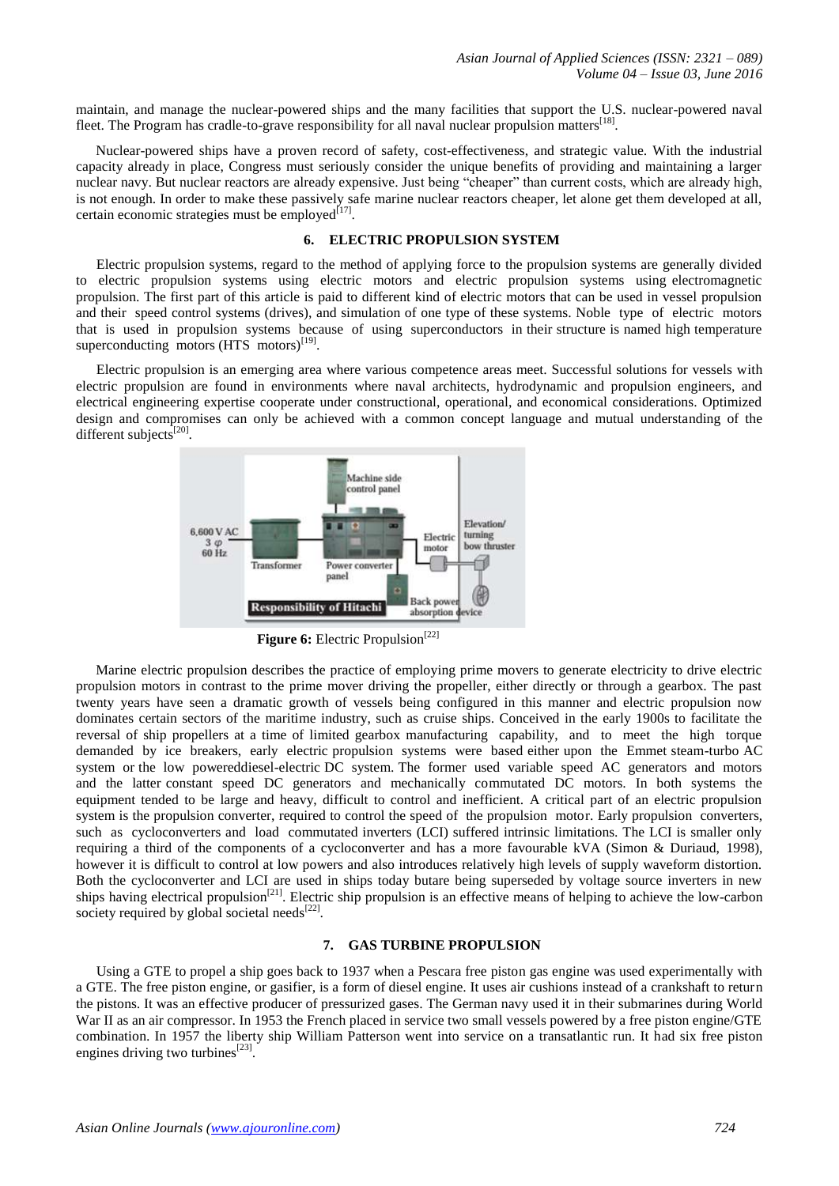maintain, and manage the nuclear-powered ships and the many facilities that support the U.S. nuclear-powered naval fleet. The Program has cradle-to-grave responsibility for all naval nuclear propulsion matters[18].

Nuclear-powered ships have a proven record of safety, cost-effectiveness, and strategic value. With the industrial capacity already in place, Congress must seriously consider the unique benefits of providing and maintaining a larger nuclear navy. But nuclear reactors are already expensive. Just being "cheaper" than current costs, which are already high, is not enough. In order to make these passively safe marine nuclear reactors cheaper, let alone get them developed at all, certain economic strategies must be employed[17].

## 6. ELECTRIC PROPULSION SYSTEM

Electric propulsion systems, regard to the method of applying force to the propulsion systems are generally divided to electric propulsion systems using electric motors and electric propulsion systems using electromagnetic propulsion. The first part of this article is paid to different kind of electric motors that can be used in vessel propulsion and their speed control systems (drives), and simulation of one type of these systems. Noble type of electric motors that is used in propulsion systems because of using superconductors in their structure is named high temperature superconducting motors (HTS motors)[19].

Electric propulsion is an emerging area where various competence areas meet. Successful solutions for vessels with electric propulsion are found in environments where naval architects, hydrodynamic and propulsion engineers, and electrical engineering expertise cooperate under constructional, operational, and economical considerations. Optimized design and compromises can only be achieved with a common concept language and mutual understanding of the different subjects[20].

**Figure 6:** Electric Propulsion[22]

Marine electric propulsion describes the practice of employing prime movers to generate electricity to drive electric propulsion motors in contrast to the prime mover driving the propeller, either directly or through a gearbox. The past twenty years have seen a dramatic growth of vessels being configured in this manner and electric propulsion now dominates certain sectors of the maritime industry, such as cruise ships. Conceived in the early 1900s to facilitate the reversal of ship propellers at a time of limited gearbox manufacturing capability, and to meet the high torque demanded by ice breakers, early electric propulsion systems were based either upon the Emmet steam-turbo AC system or the low powereddiesel-electric DC system. The former used variable speed AC generators and motors and the latter constant speed DC generators and mechanically commutated DC motors. In both systems the equipment tended to be large and heavy, difficult to control and inefficient. A critical part of an electric propulsion system is the propulsion converter, required to control the speed of the propulsion motor. Early propulsion converters, such as cycloconverters and load commutated inverters (LCI) suffered intrinsic limitations. The LCI is smaller only requiring a third of the components of a cycloconverter and has a more favourable kVA (Simon & Duriaud, 1998), however it is difficult to control at low powers and also introduces relatively high levels of supply waveform distortion. Both the cycloconverter and LCI are used in ships today butare being superseded by voltage source inverters in new ships having electrical propulsion[21]. Electric ship propulsion is an effective means of helping to achieve the low-carbon society required by global societal needs[22].

## 7. GAS TURBINE PROPULSION

Using a GTE to propel a ship goes back to 1937 when a Pescara free piston gas engine was used experimentally with a GTE. The free piston engine, or gasifier, is a form of diesel engine. It uses air cushions instead of a crankshaft to return the pistons. It was an effective producer of pressurized gases. The German navy used it in their submarines during World War II as an air compressor. In 1953 the French placed in service two small vessels powered by a free piston engine/GTE combination. In 1957 the liberty ship William Patterson went into service on a transatlantic run. It had six free piston engines driving two turbines[23].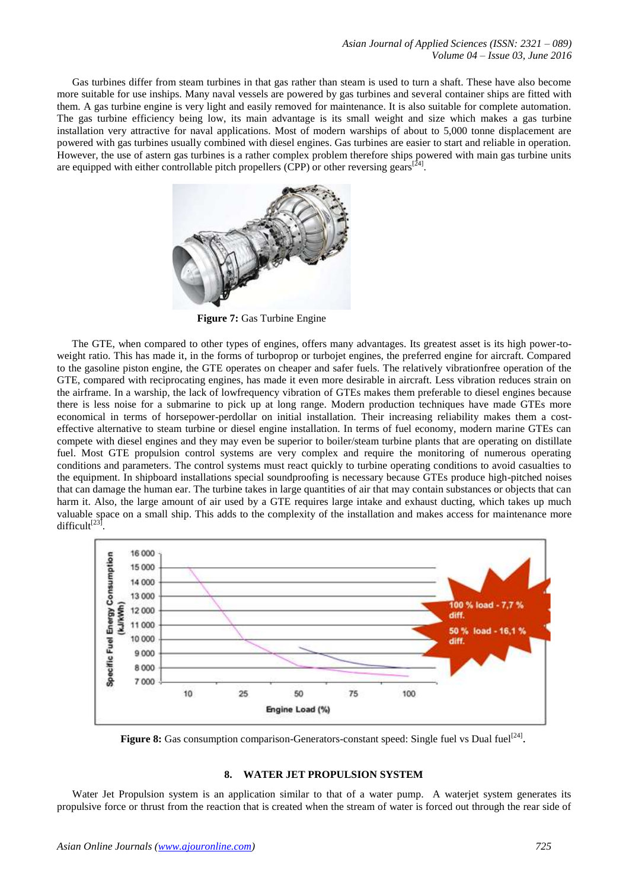Gas turbines differ from steam turbines in that gas rather than steam is used to turn a shaft. These have also become more suitable for use inships. Many naval vessels are powered by gas turbines and several container ships are fitted with them. A gas turbine engine is very light and easily removed for maintenance. It is also suitable for complete automation. The gas turbine efficiency being low, its main advantage is its small weight and size which makes a gas turbine installation very attractive for naval applications. Most of modern warships of about to 5,000 tonne displacement are powered with gas turbines usually combined with diesel engines. Gas turbines are easier to start and reliable in operation. However, the use of astern gas turbines is a rather complex problem therefore ships powered with main gas turbine units are equipped with either controllable pitch propellers (CPP) or other reversing gears[24].

**Figure 7:** Gas Turbine Engine

The GTE, when compared to other types of engines, offers many advantages. Its greatest asset is its high power-to-weight ratio. This has made it, in the forms of turboprop or turbojet engines, the preferred engine for aircraft. Compared to the gasoline piston engine, the GTE operates on cheaper and safer fuels. The relatively vibrationfree operation of the GTE, compared with reciprocating engines, has made it even more desirable in aircraft. Less vibration reduces strain on the airframe. In a warship, the lack of lowfrequency vibration of GTEs makes them preferable to diesel engines because there is less noise for a submarine to pick up at long range. Modern production techniques have made GTEs more economical in terms of horsepower-perdollar on initial installation. Their increasing reliability makes them a cost-effective alternative to steam turbine or diesel engine installation. In terms of fuel economy, modern marine GTEs can compete with diesel engines and they may even be superior to boiler/steam turbine plants that are operating on distillate fuel. Most GTE propulsion control systems are very complex and require the monitoring of numerous operating conditions and parameters. The control systems must react quickly to turbine operating conditions to avoid casualties to the equipment. In shipboard installations special soundproofing is necessary because GTEs produce high-pitched noises that can damage the human ear. The turbine takes in large quantities of air that may contain substances or objects that can harm it. Also, the large amount of air used by a GTE requires large intake and exhaust ducting, which takes up much valuable space on a small ship. This adds to the complexity of the installation and makes access for maintenance more difficult[23].

**Figure 8:** Gas consumption comparison-Generators-constant speed: Single fuel vs Dual fuel[24].

## 8. WATER JET PROPULSION SYSTEM

Water Jet Propulsion system is an application similar to that of a water pump. A waterjet system generates its propulsive force or thrust from the reaction that is created when the stream of water is forced out through the rear side of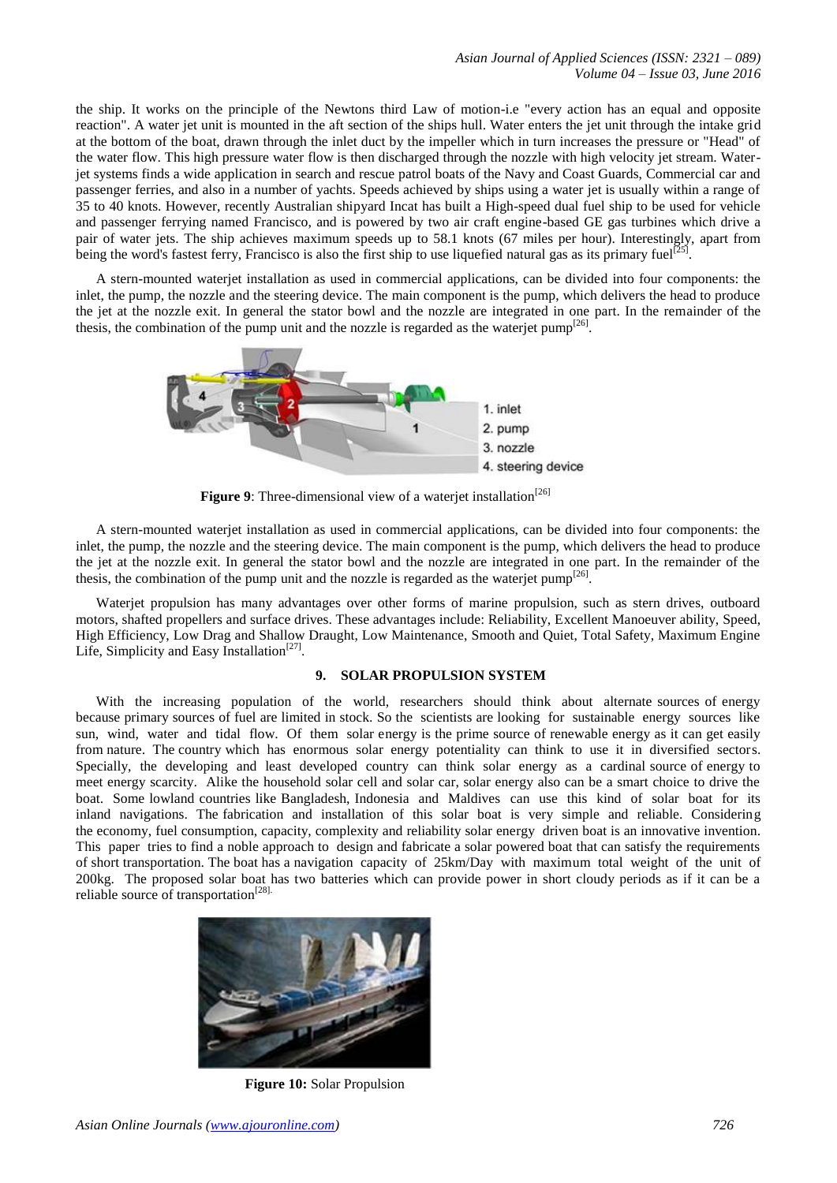the ship. It works on the principle of the Newtons third Law of motion-i.e "every action has an equal and opposite reaction". A water jet unit is mounted in the aft section of the ships hull. Water enters the jet unit through the intake grid at the bottom of the boat, drawn through the inlet duct by the impeller which in turn increases the pressure or "Head" of the water flow. This high pressure water flow is then discharged through the nozzle with high velocity jet stream. Water-jet systems finds a wide application in search and rescue patrol boats of the Navy and Coast Guards, Commercial car and passenger ferries, and also in a number of yachts. Speeds achieved by ships using a water jet is usually within a range of 35 to 40 knots. However, recently Australian shipyard Incat has built a High-speed dual fuel ship to be used for vehicle and passenger ferrying named Francisco, and is powered by two air craft engine-based GE gas turbines which drive a pair of water jets. The ship achieves maximum speeds up to 58.1 knots (67 miles per hour). Interestingly, apart from being the word's fastest ferry, Francisco is also the first ship to use liquefied natural gas as its primary fuel[25].

A stern-mounted waterjet installation as used in commercial applications, can be divided into four components: the inlet, the pump, the nozzle and the steering device. The main component is the pump, which delivers the head to produce the jet at the nozzle exit. In general the stator bowl and the nozzle are integrated in one part. In the remainder of the thesis, the combination of the pump unit and the nozzle is regarded as the waterjet pump[26].

1. inlet
2. pump
3. nozzle
4. steering device

**Figure 9**: Three-dimensional view of a waterjet installation[26]

A stern-mounted waterjet installation as used in commercial applications, can be divided into four components: the inlet, the pump, the nozzle and the steering device. The main component is the pump, which delivers the head to produce the jet at the nozzle exit. In general the stator bowl and the nozzle are integrated in one part. In the remainder of the thesis, the combination of the pump unit and the nozzle is regarded as the waterjet pump[26].

Waterjet propulsion has many advantages over other forms of marine propulsion, such as stern drives, outboard motors, shafted propellers and surface drives. These advantages include: Reliability, Excellent Manoeuver ability, Speed, High Efficiency, Low Drag and Shallow Draught, Low Maintenance, Smooth and Quiet, Total Safety, Maximum Engine Life, Simplicity and Easy Installation[27].

## 9. SOLAR PROPULSION SYSTEM

With the increasing population of the world, researchers should think about alternate sources of energy because primary sources of fuel are limited in stock. So the scientists are looking for sustainable energy sources like sun, wind, water and tidal flow. Of them solar energy is the prime source of renewable energy as it can get easily from nature. The country which has enormous solar energy potentiality can think to use it in diversified sectors. Specially, the developing and least developed country can think solar energy as a cardinal source of energy to meet energy scarcity. Alike the household solar cell and solar car, solar energy also can be a smart choice to drive the boat. Some lowland countries like Bangladesh, Indonesia and Maldives can use this kind of solar boat for its inland navigations. The fabrication and installation of this solar boat is very simple and reliable. Considering the economy, fuel consumption, capacity, complexity and reliability solar energy driven boat is an innovative invention. This paper tries to find a noble approach to design and fabricate a solar powered boat that can satisfy the requirements of short transportation. The boat has a navigation capacity of 25km/Day with maximum total weight of the unit of 200kg. The proposed solar boat has two batteries which can provide power in short cloudy periods as if it can be a reliable source of transportation[28].

**Figure 10:** Solar Propulsion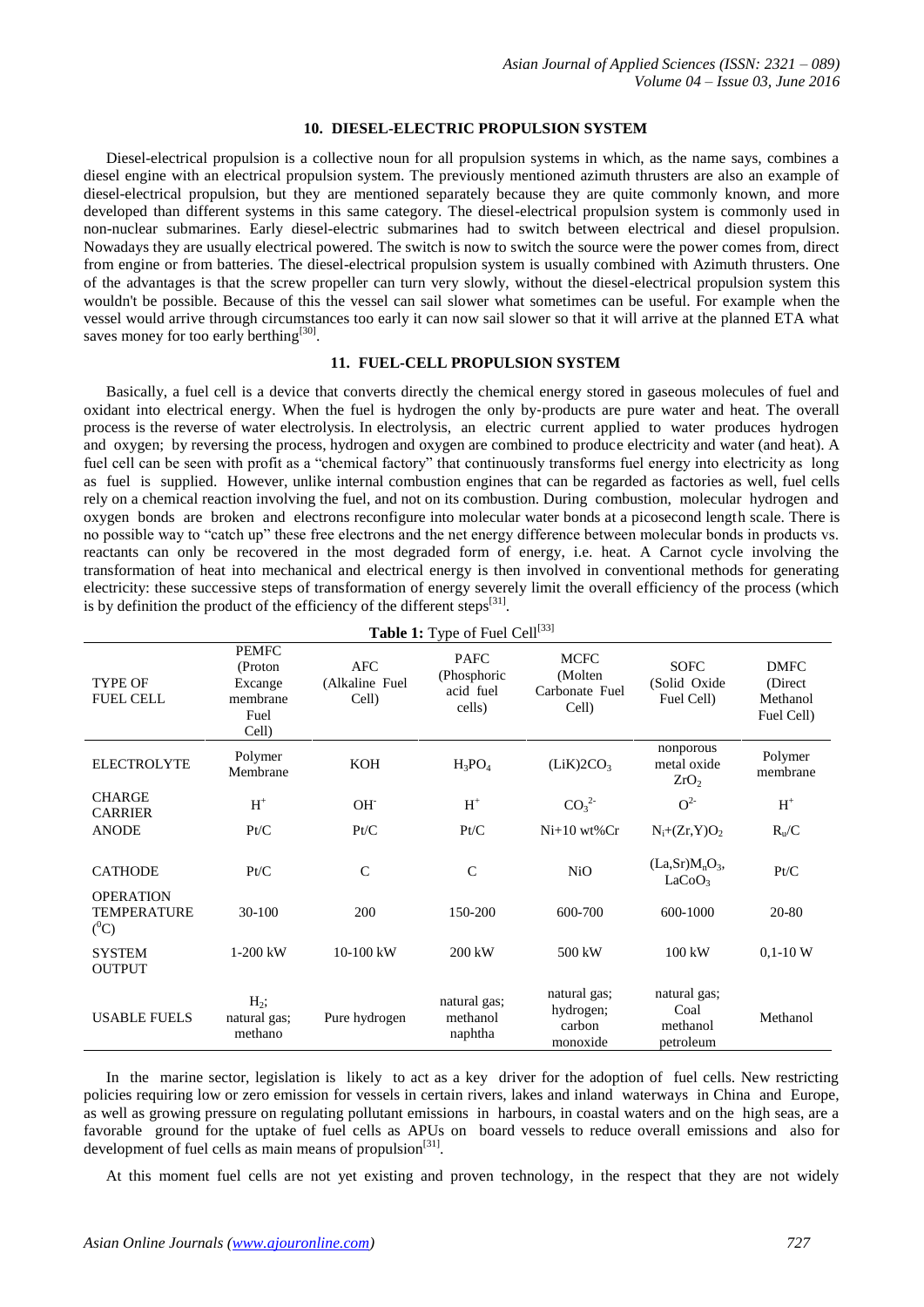## 10. DIESEL-ELECTRIC PROPULSION SYSTEM

Diesel-electrical propulsion is a collective noun for all propulsion systems in which, as the name says, combines a diesel engine with an electrical propulsion system. The previously mentioned azimuth thrusters are also an example of diesel-electrical propulsion, but they are mentioned separately because they are quite commonly known, and more developed than different systems in this same category. The diesel-electrical propulsion system is commonly used in non-nuclear submarines. Early diesel-electric submarines had to switch between electrical and diesel propulsion. Nowadays they are usually electrical powered. The switch is now to switch the source were the power comes from, direct from engine or from batteries. The diesel-electrical propulsion system is usually combined with Azimuth thrusters. One of the advantages is that the screw propeller can turn very slowly, without the diesel-electrical propulsion system this wouldn't be possible. Because of this the vessel can sail slower what sometimes can be useful. For example when the vessel would arrive through circumstances too early it can now sail slower so that it will arrive at the planned ETA what saves money for too early berthing[30].

## 11. FUEL-CELL PROPULSION SYSTEM

Basically, a fuel cell is a device that converts directly the chemical energy stored in gaseous molecules of fuel and oxidant into electrical energy. When the fuel is hydrogen the only by-products are pure water and heat. The overall process is the reverse of water electrolysis. In electrolysis, an electric current applied to water produces hydrogen and oxygen; by reversing the process, hydrogen and oxygen are combined to produce electricity and water (and heat). A fuel cell can be seen with profit as a "chemical factory" that continuously transforms fuel energy into electricity as long as fuel is supplied. However, unlike internal combustion engines that can be regarded as factories as well, fuel cells rely on a chemical reaction involving the fuel, and not on its combustion. During combustion, molecular hydrogen and oxygen bonds are broken and electrons reconfigure into molecular water bonds at a picosecond length scale. There is no possible way to "catch up" these free electrons and the net energy difference between molecular bonds in products vs. reactants can only be recovered in the most degraded form of energy, i.e. heat. A Carnot cycle involving the transformation of heat into mechanical and electrical energy is then involved in conventional methods for generating electricity: these successive steps of transformation of energy severely limit the overall efficiency of the process (which is by definition the product of the efficiency of the different steps[31].

**Table 1:** Type of Fuel Cell[33]

| TYPE OF FUEL CELL | PEMFC (Proton Excange membrane Fuel Cell) | AFC (Alkaline Fuel Cell) | PAFC (Phosphoric acid fuel cells) | MCFC (Molten Carbonate Fuel Cell) | SOFC (Solid Oxide Fuel Cell) | DMFC (Direct Methanol Fuel Cell) |
|---|---|---|---|---|---|---|
| ELECTROLYTE | Polymer Membrane | KOH | $H_3PO_4$ | $(LiK)2CO_3$ | nonporous metal oxide $ZrO_2$ | Polymer membrane |
| CHARGE CARRIER | $H^+$ | $OH^-$ | $H^+$ | $CO_3^{2-}$ | $O^{2-}$ | $H^+$ |
| ANODE | Pt/C | Pt/C | Pt/C | Ni+10 wt%Cr | $N_i$+(Zr,Y)$O_2$ | $R_u$/C |
| CATHODE | Pt/C | C | C | NiO | (La,Sr)$M_nO_3$, $LaCoO_3$ | Pt/C |
| OPERATION TEMPERATURE ($^0$C) | 30-100 | 200 | 150-200 | 600-700 | 600-1000 | 20-80 |
| SYSTEM OUTPUT | 1-200 kW | 10-100 kW | 200 kW | 500 kW | 100 kW | 0,1-10 W |
| USABLE FUELS | $H_2$; natural gas; methano | Pure hydrogen | natural gas; methanol naphtha | natural gas; hydrogen; carbon monoxide | natural gas; Coal methanol petroleum | Methanol |

In the marine sector, legislation is likely to act as a key driver for the adoption of fuel cells. New restricting policies requiring low or zero emission for vessels in certain rivers, lakes and inland waterways in China and Europe, as well as growing pressure on regulating pollutant emissions in harbours, in coastal waters and on the high seas, are a favorable ground for the uptake of fuel cells as APUs on board vessels to reduce overall emissions and also for development of fuel cells as main means of propulsion[31].

At this moment fuel cells are not yet existing and proven technology, in the respect that they are not widely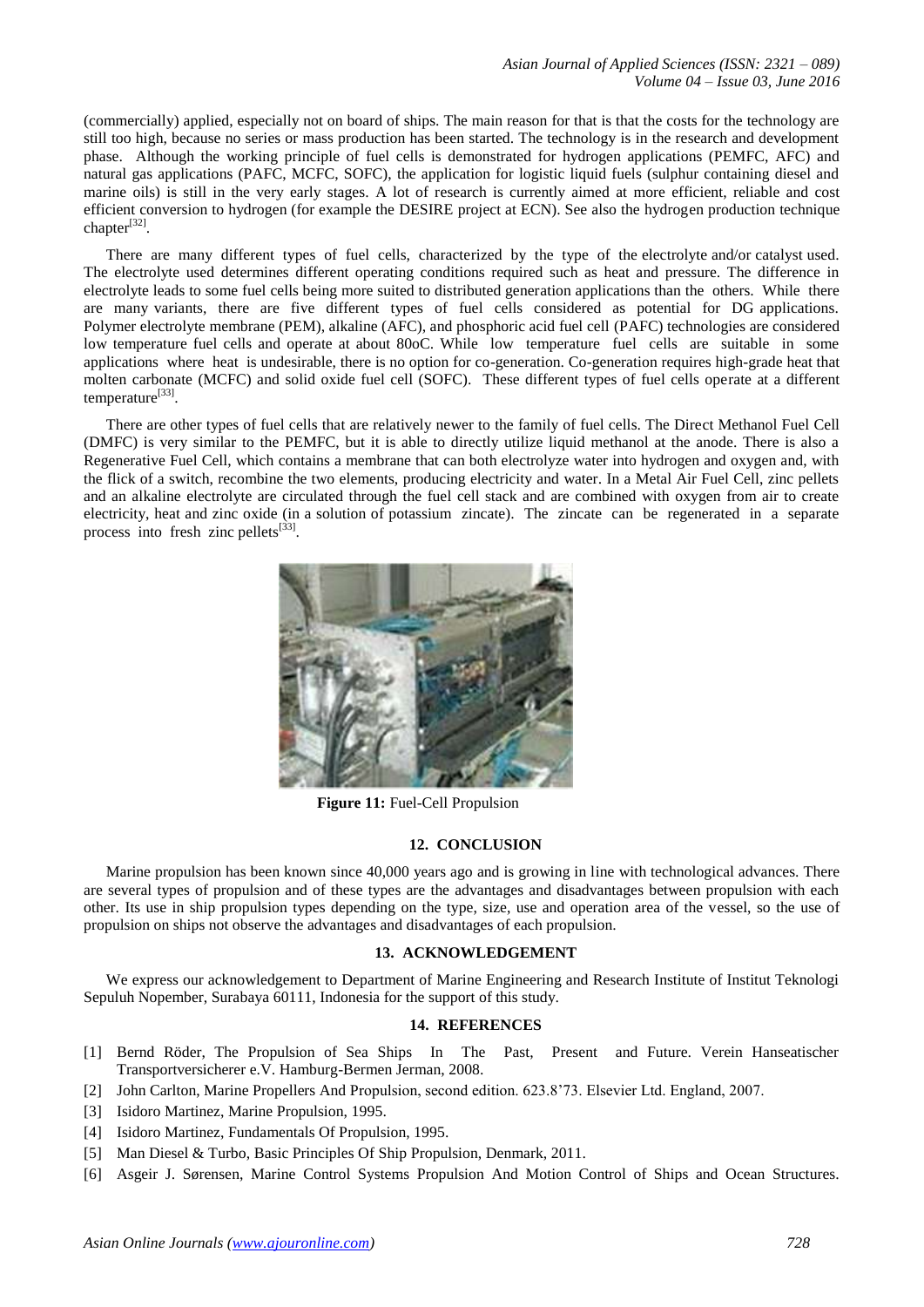(commercially) applied, especially not on board of ships. The main reason for that is that the costs for the technology are still too high, because no series or mass production has been started. The technology is in the research and development phase. Although the working principle of fuel cells is demonstrated for hydrogen applications (PEMFC, AFC) and natural gas applications (PAFC, MCFC, SOFC), the application for logistic liquid fuels (sulphur containing diesel and marine oils) is still in the very early stages. A lot of research is currently aimed at more efficient, reliable and cost efficient conversion to hydrogen (for example the DESIRE project at ECN). See also the hydrogen production technique chapter[32].

There are many different types of fuel cells, characterized by the type of the electrolyte and/or catalyst used. The electrolyte used determines different operating conditions required such as heat and pressure. The difference in electrolyte leads to some fuel cells being more suited to distributed generation applications than the others. While there are many variants, there are five different types of fuel cells considered as potential for DG applications. Polymer electrolyte membrane (PEM), alkaline (AFC), and phosphoric acid fuel cell (PAFC) technologies are considered low temperature fuel cells and operate at about 80oC. While low temperature fuel cells are suitable in some applications where heat is undesirable, there is no option for co-generation. Co-generation requires high-grade heat that molten carbonate (MCFC) and solid oxide fuel cell (SOFC). These different types of fuel cells operate at a different temperature[33].

There are other types of fuel cells that are relatively newer to the family of fuel cells. The Direct Methanol Fuel Cell (DMFC) is very similar to the PEMFC, but it is able to directly utilize liquid methanol at the anode. There is also a Regenerative Fuel Cell, which contains a membrane that can both electrolyze water into hydrogen and oxygen and, with the flick of a switch, recombine the two elements, producing electricity and water. In a Metal Air Fuel Cell, zinc pellets and an alkaline electrolyte are circulated through the fuel cell stack and are combined with oxygen from air to create electricity, heat and zinc oxide (in a solution of potassium zincate). The zincate can be regenerated in a separate process into fresh zinc pellets[33].

**Figure 11:** Fuel-Cell Propulsion

## 12. CONCLUSION

Marine propulsion has been known since 40,000 years ago and is growing in line with technological advances. There are several types of propulsion and of these types are the advantages and disadvantages between propulsion with each other. Its use in ship propulsion types depending on the type, size, use and operation area of the vessel, so the use of propulsion on ships not observe the advantages and disadvantages of each propulsion.

## 13. ACKNOWLEDGEMENT

We express our acknowledgement to Department of Marine Engineering and Research Institute of Institut Teknologi Sepuluh Nopember, Surabaya 60111, Indonesia for the support of this study.

## 14. REFERENCES

[1] Bernd Röder, The Propulsion of Sea Ships In The Past, Present and Future. Verein Hanseatischer Transportversicherer e.V. Hamburg-Bermen Jerman, 2008.

[2] John Carlton, Marine Propellers And Propulsion, second edition. 623.8'73. Elsevier Ltd. England, 2007.

[3] Isidoro Martinez, Marine Propulsion, 1995.

[4] Isidoro Martinez, Fundamentals Of Propulsion, 1995.

[5] Man Diesel & Turbo, Basic Principles Of Ship Propulsion, Denmark, 2011.

[6] Asgeir J. Sørensen, Marine Control Systems Propulsion And Motion Control of Ships and Ocean Structures.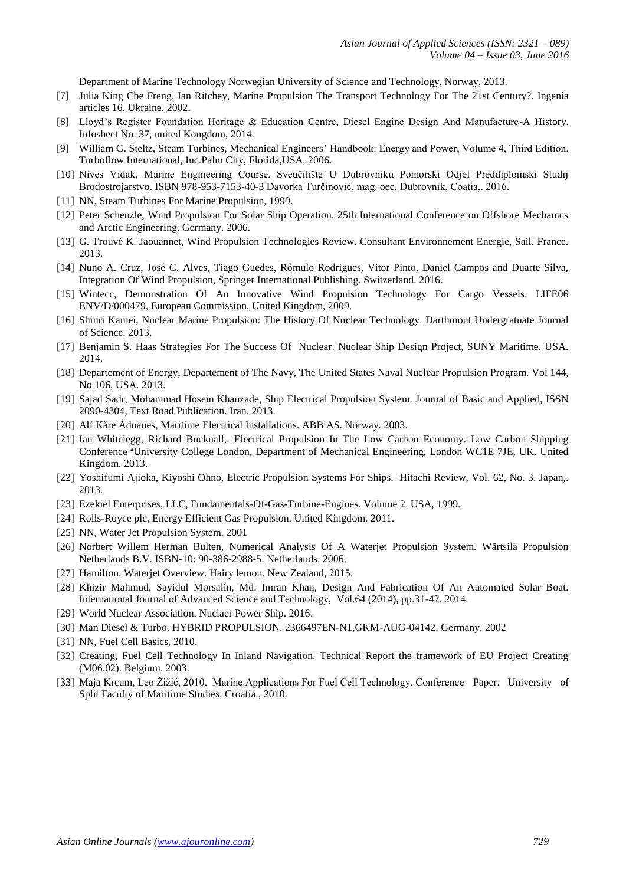Department of Marine Technology Norwegian University of Science and Technology, Norway, 2013.

[7] Julia King Cbe Freng, Ian Ritchey, Marine Propulsion The Transport Technology For The 21st Century?. Ingenia articles 16. Ukraine, 2002.

[8] Lloyd's Register Foundation Heritage & Education Centre, Diesel Engine Design And Manufacture-A History. Infosheet No. 37, united Kongdom, 2014.

[9] William G. Steltz, Steam Turbines, Mechanical Engineers' Handbook: Energy and Power, Volume 4, Third Edition. Turboflow International, Inc.Palm City, Florida,USA, 2006.

[10] Nives Vidak, Marine Engineering Course. Sveučilište U Dubrovniku Pomorski Odjel Preddiplomski Studij Brodostrojarstvo. ISBN 978-953-7153-40-3 Davorka Turčinović, mag. oec. Dubrovnik, Coatia,. 2016.

[11] NN, Steam Turbines For Marine Propulsion, 1999.

[12] Peter Schenzle, Wind Propulsion For Solar Ship Operation. 25th International Conference on Offshore Mechanics and Arctic Engineering. Germany. 2006.

[13] G. Trouvé K. Jaouannet, Wind Propulsion Technologies Review. Consultant Environnement Energie, Sail. France. 2013.

[14] Nuno A. Cruz, José C. Alves, Tiago Guedes, Rômulo Rodrigues, Vitor Pinto, Daniel Campos and Duarte Silva, Integration Of Wind Propulsion, Springer International Publishing. Switzerland. 2016.

[15] Wintecc, Demonstration Of An Innovative Wind Propulsion Technology For Cargo Vessels. LIFE06 ENV/D/000479, European Commission, United Kingdom, 2009.

[16] Shinri Kamei, Nuclear Marine Propulsion: The History Of Nuclear Technology. Darthmout Undergratuate Journal of Science. 2013.

[17] Benjamin S. Haas Strategies For The Success Of Nuclear. Nuclear Ship Design Project, SUNY Maritime. USA. 2014.

[18] Departement of Energy, Departement of The Navy, The United States Naval Nuclear Propulsion Program. Vol 144, No 106, USA. 2013.

[19] Sajad Sadr, Mohammad Hosein Khanzade, Ship Electrical Propulsion System. Journal of Basic and Applied, ISSN 2090-4304, Text Road Publication. Iran. 2013.

[20] Alf Kåre Ådnanes, Maritime Electrical Installations. ABB AS. Norway. 2003.

[21] Ian Whitelegg, Richard Bucknall,. Electrical Propulsion In The Low Carbon Economy. Low Carbon Shipping Conference [a]University College London, Department of Mechanical Engineering, London WC1E 7JE, UK. United Kingdom. 2013.

[22] Yoshifumi Ajioka, Kiyoshi Ohno, Electric Propulsion Systems For Ships. Hitachi Review, Vol. 62, No. 3. Japan,. 2013.

[23] Ezekiel Enterprises, LLC, Fundamentals-Of-Gas-Turbine-Engines. Volume 2. USA, 1999.

[24] Rolls-Royce plc, Energy Efficient Gas Propulsion. United Kingdom. 2011.

[25] NN, Water Jet Propulsion System. 2001

[26] Norbert Willem Herman Bulten, Numerical Analysis Of A Waterjet Propulsion System. Wärtsilä Propulsion Netherlands B.V. ISBN-10: 90-386-2988-5. Netherlands. 2006.

[27] Hamilton. Waterjet Overview. Hairy lemon. New Zealand, 2015.

[28] Khizir Mahmud, Sayidul Morsalin, Md. Imran Khan, Design And Fabrication Of An Automated Solar Boat. International Journal of Advanced Science and Technology, Vol.64 (2014), pp.31-42. 2014.

[29] World Nuclear Association, Nuclaer Power Ship. 2016.

[30] Man Diesel & Turbo. HYBRID PROPULSION. 2366497EN-N1,GKM-AUG-04142. Germany, 2002

[31] NN, Fuel Cell Basics, 2010.

[32] Creating, Fuel Cell Technology In Inland Navigation. Technical Report the framework of EU Project Creating (M06.02). Belgium. 2003.

[33] Maja Krcum, Leo Žižić, 2010. Marine Applications For Fuel Cell Technology. Conference Paper. University of Split Faculty of Maritime Studies. Croatia., 2010.